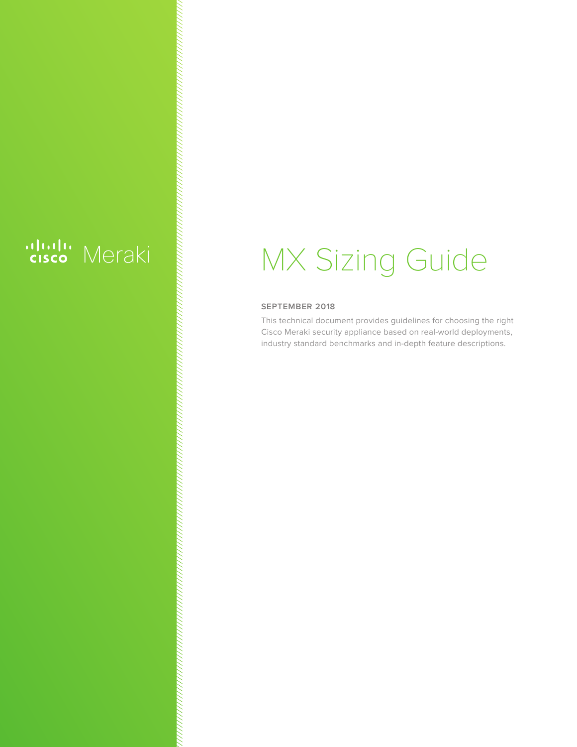Cisco Meraki

# MX Sizing Guide

**SEPTEMBER 2018**

This technical document provides guidelines for choosing the right Cisco Meraki security appliance based on real-world deployments, industry standard benchmarks and in-depth feature descriptions.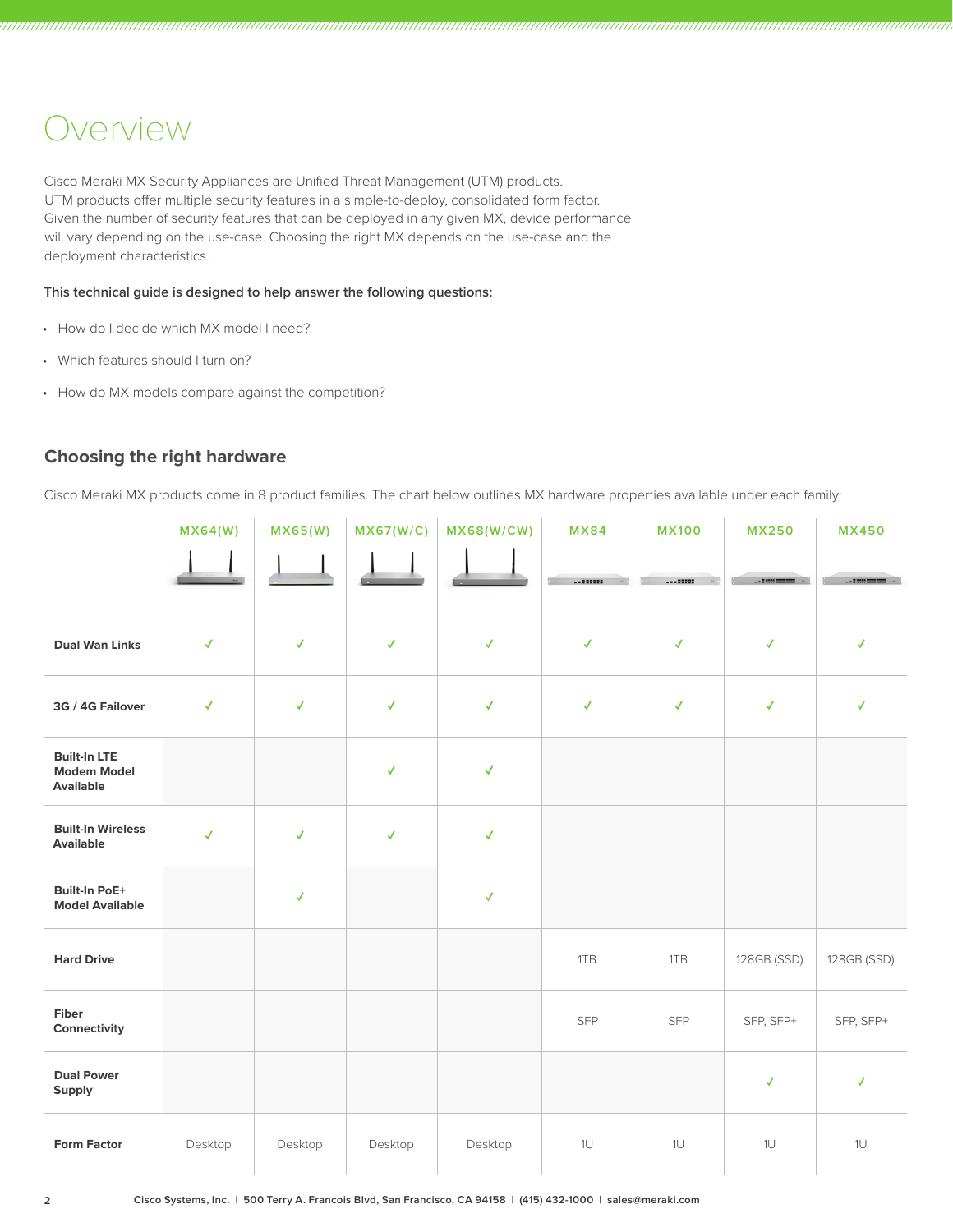# Overview

Cisco Meraki MX Security Appliances are Unified Threat Management (UTM) products. UTM products offer multiple security features in a simple-to-deploy, consolidated form factor. Given the number of security features that can be deployed in any given MX, device performance will vary depending on the use-case. Choosing the right MX depends on the use-case and the deployment characteristics.

**This technical guide is designed to help answer the following questions:**

- How do I decide which MX model I need?
- Which features should I turn on?
- How do MX models compare against the competition?

## Choosing the right hardware

Cisco Meraki MX products come in 8 product families. The chart below outlines MX hardware properties available under each family:

| | MX64(W) | MX65(W) | MX67(W/C) | MX68(W/CW) | MX84 | MX100 | MX250 | MX450 |
|---|---|---|---|---|---|---|---|---|
| **Dual Wan Links** | ✓ | ✓ | ✓ | ✓ | ✓ | ✓ | ✓ | ✓ |
| **3G / 4G Failover** | ✓ | ✓ | ✓ | ✓ | ✓ | ✓ | ✓ | ✓ |
| **Built-In LTE Modem Model Available** | | | ✓ | ✓ | | | | |
| **Built-In Wireless Available** | ✓ | ✓ | ✓ | ✓ | | | | |
| **Built-In PoE+ Model Available** | | ✓ | | ✓ | | | | |
| **Hard Drive** | | | | | 1TB | 1TB | 128GB (SSD) | 128GB (SSD) |
| **Fiber Connectivity** | | | | | SFP | SFP | SFP, SFP+ | SFP, SFP+ |
| **Dual Power Supply** | | | | | | | ✓ | ✓ |
| **Form Factor** | Desktop | Desktop | Desktop | Desktop | 1U | 1U | 1U | 1U |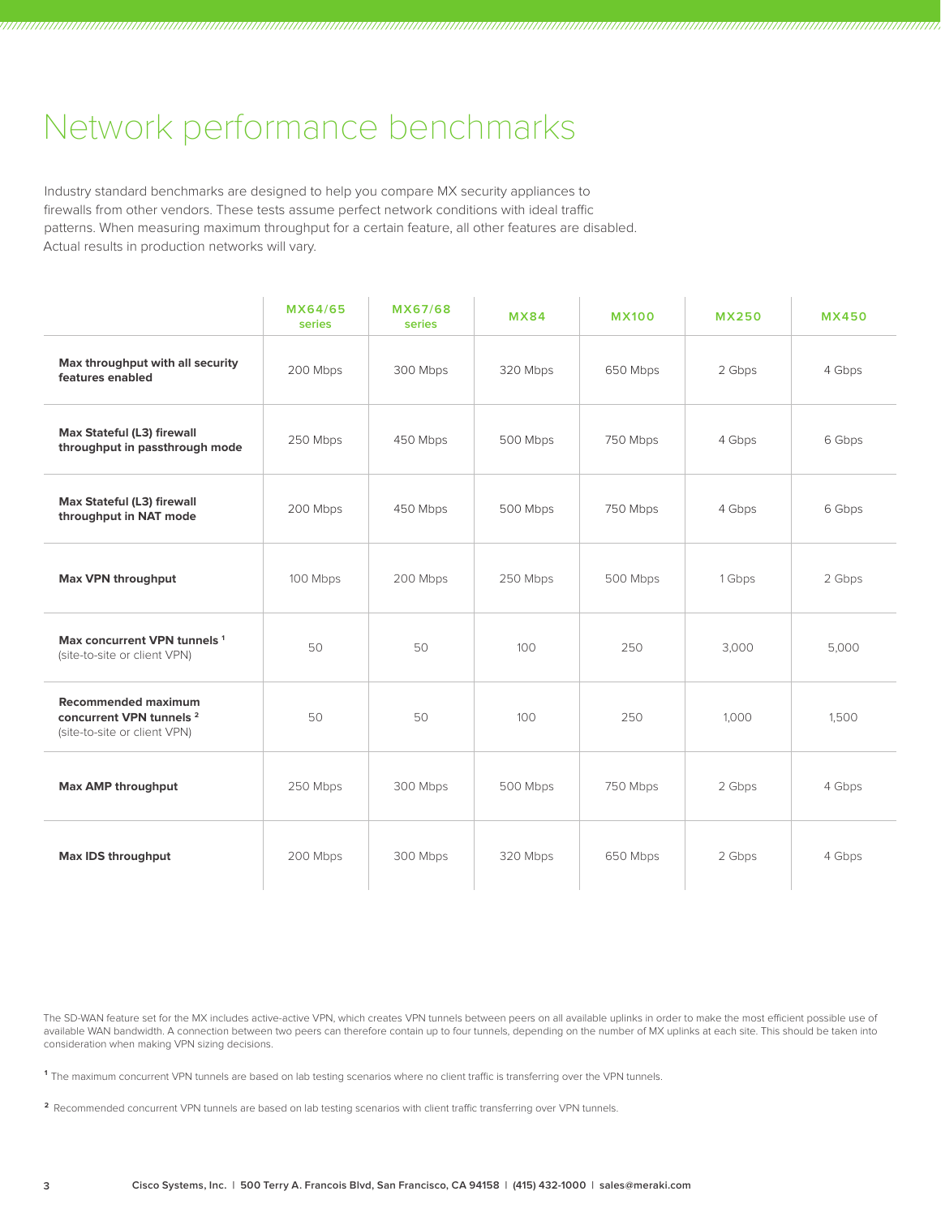# Network performance benchmarks

Industry standard benchmarks are designed to help you compare MX security appliances to firewalls from other vendors. These tests assume perfect network conditions with ideal traffic patterns. When measuring maximum throughput for a certain feature, all other features are disabled. Actual results in production networks will vary.

| | MX64/65 series | MX67/68 series | MX84 | MX100 | MX250 | MX450 |
|---|---|---|---|---|---|---|
| **Max throughput with all security features enabled** | 200 Mbps | 300 Mbps | 320 Mbps | 650 Mbps | 2 Gbps | 4 Gbps |
| **Max Stateful (L3) firewall throughput in passthrough mode** | 250 Mbps | 450 Mbps | 500 Mbps | 750 Mbps | 4 Gbps | 6 Gbps |
| **Max Stateful (L3) firewall throughput in NAT mode** | 200 Mbps | 450 Mbps | 500 Mbps | 750 Mbps | 4 Gbps | 6 Gbps |
| **Max VPN throughput** | 100 Mbps | 200 Mbps | 250 Mbps | 500 Mbps | 1 Gbps | 2 Gbps |
| **Max concurrent VPN tunnels** [1] (site-to-site or client VPN) | 50 | 50 | 100 | 250 | 3,000 | 5,000 |
| **Recommended maximum concurrent VPN tunnels** [2] (site-to-site or client VPN) | 50 | 50 | 100 | 250 | 1,000 | 1,500 |
| **Max AMP throughput** | 250 Mbps | 300 Mbps | 500 Mbps | 750 Mbps | 2 Gbps | 4 Gbps |
| **Max IDS throughput** | 200 Mbps | 300 Mbps | 320 Mbps | 650 Mbps | 2 Gbps | 4 Gbps |

The SD-WAN feature set for the MX includes active-active VPN, which creates VPN tunnels between peers on all available uplinks in order to make the most efficient possible use of available WAN bandwidth. A connection between two peers can therefore contain up to four tunnels, depending on the number of MX uplinks at each site. This should be taken into consideration when making VPN sizing decisions.

[1] The maximum concurrent VPN tunnels are based on lab testing scenarios where no client traffic is transferring over the VPN tunnels.

[2] Recommended concurrent VPN tunnels are based on lab testing scenarios with client traffic transferring over VPN tunnels.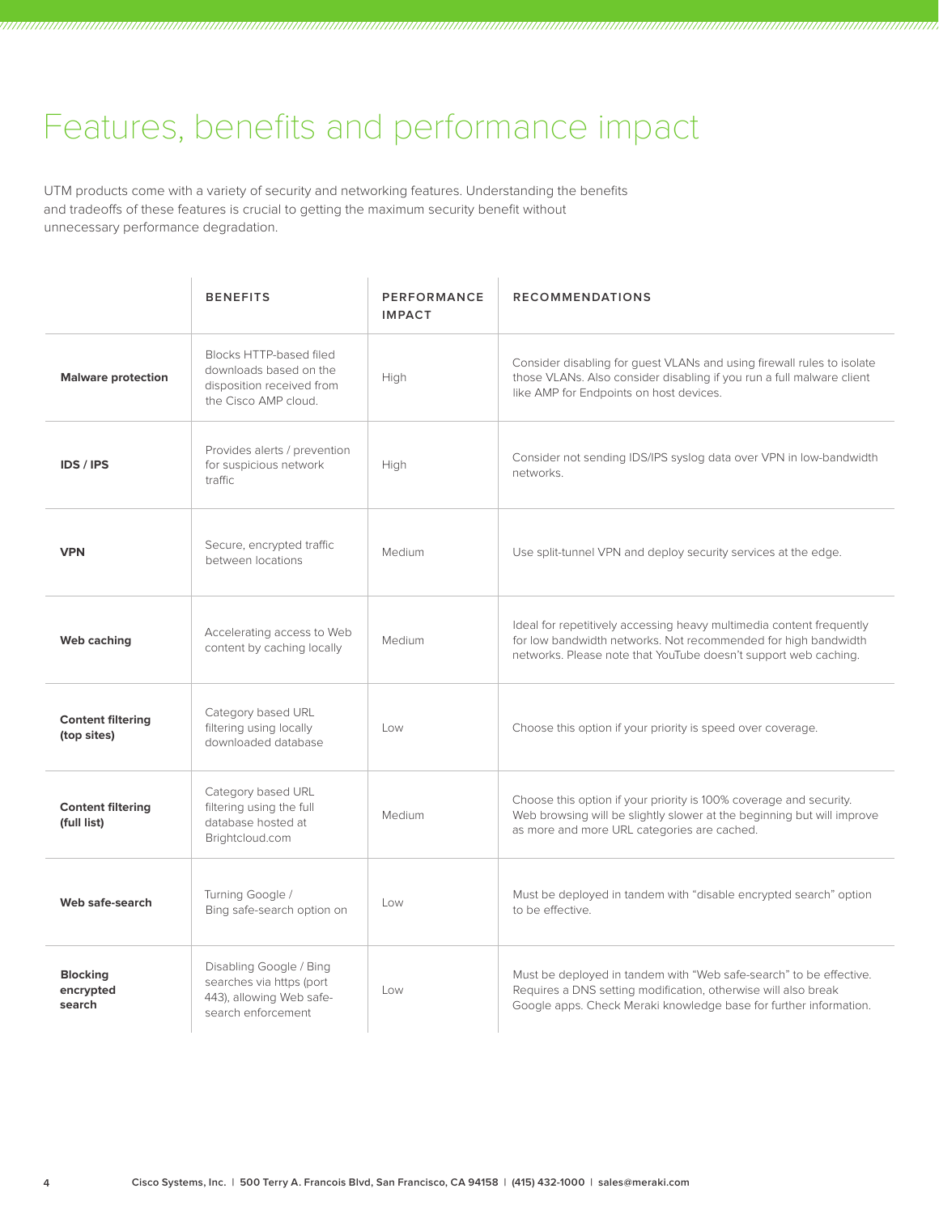# Features, benefits and performance impact

UTM products come with a variety of security and networking features. Understanding the benefits and tradeoffs of these features is crucial to getting the maximum security benefit without unnecessary performance degradation.

| | BENEFITS | PERFORMANCE IMPACT | RECOMMENDATIONS |
|---|---|---|---|
| **Malware protection** | Blocks HTTP-based filed downloads based on the disposition received from the Cisco AMP cloud. | High | Consider disabling for guest VLANs and using firewall rules to isolate those VLANs. Also consider disabling if you run a full malware client like AMP for Endpoints on host devices. |
| **IDS / IPS** | Provides alerts / prevention for suspicious network traffic | High | Consider not sending IDS/IPS syslog data over VPN in low-bandwidth networks. |
| **VPN** | Secure, encrypted traffic between locations | Medium | Use split-tunnel VPN and deploy security services at the edge. |
| **Web caching** | Accelerating access to Web content by caching locally | Medium | Ideal for repetitively accessing heavy multimedia content frequently for low bandwidth networks. Not recommended for high bandwidth networks. Please note that YouTube doesn't support web caching. |
| **Content filtering (top sites)** | Category based URL filtering using locally downloaded database | Low | Choose this option if your priority is speed over coverage. |
| **Content filtering (full list)** | Category based URL filtering using the full database hosted at Brightcloud.com | Medium | Choose this option if your priority is 100% coverage and security. Web browsing will be slightly slower at the beginning but will improve as more and more URL categories are cached. |
| **Web safe-search** | Turning Google / Bing safe-search option on | Low | Must be deployed in tandem with "disable encrypted search" option to be effective. |
| **Blocking encrypted search** | Disabling Google / Bing searches via https (port 443), allowing Web safe-search enforcement | Low | Must be deployed in tandem with "Web safe-search" to be effective. Requires a DNS setting modification, otherwise will also break Google apps. Check Meraki knowledge base for further information. |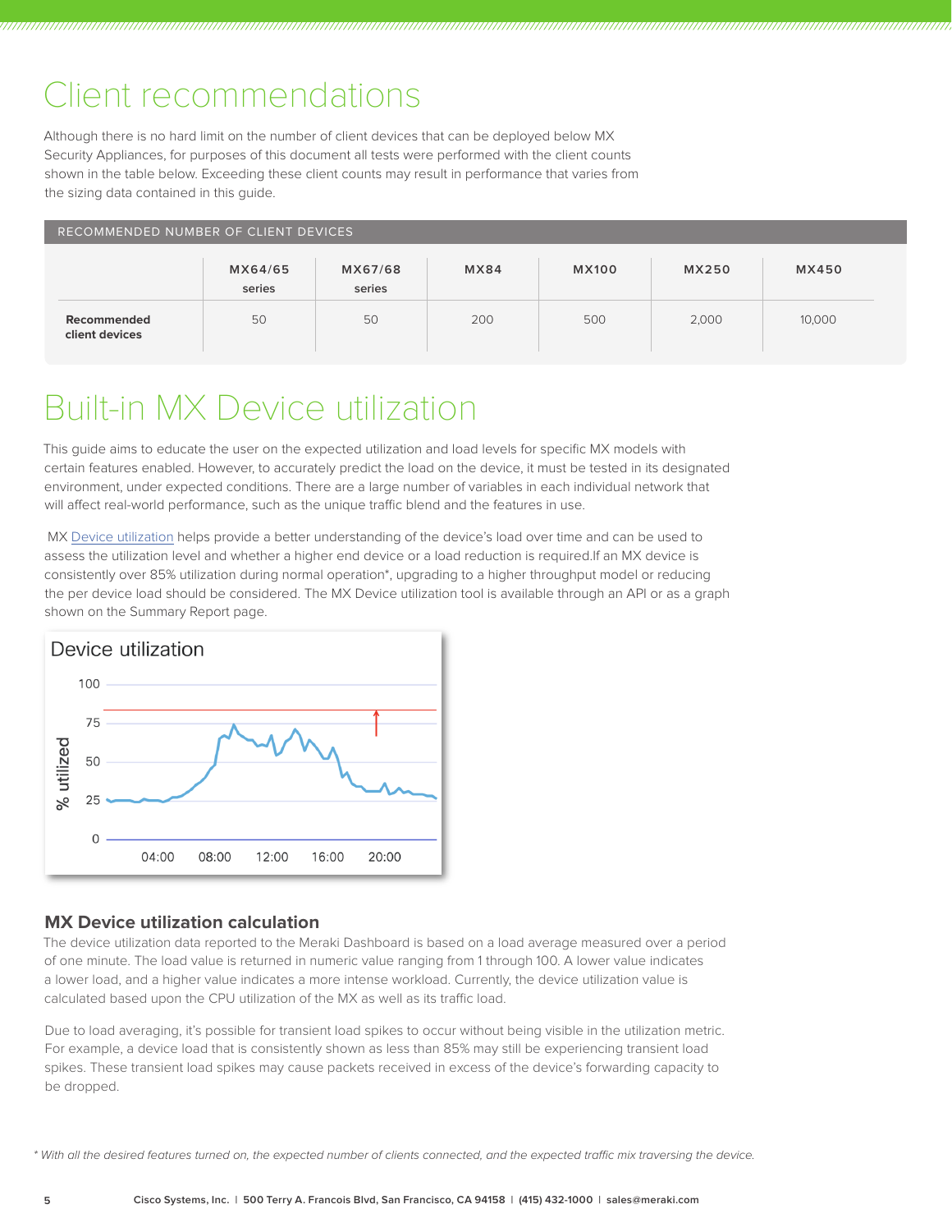# Client recommendations

Although there is no hard limit on the number of client devices that can be deployed below MX Security Appliances, for purposes of this document all tests were performed with the client counts shown in the table below. Exceeding these client counts may result in performance that varies from the sizing data contained in this guide.

RECOMMENDED NUMBER OF CLIENT DEVICES

| | MX64/65 series | MX67/68 series | MX84 | MX100 | MX250 | MX450 |
|---|---|---|---|---|---|---|
| **Recommended client devices** | 50 | 50 | 200 | 500 | 2,000 | 10,000 |

# Built-in MX Device utilization

This guide aims to educate the user on the expected utilization and load levels for specific MX models with certain features enabled. However, to accurately predict the load on the device, it must be tested in its designated environment, under expected conditions. There are a large number of variables in each individual network that will affect real-world performance, such as the unique traffic blend and the features in use.

MX Device utilization helps provide a better understanding of the device's load over time and can be used to assess the utilization level and whether a higher end device or a load reduction is required.If an MX device is consistently over 85% utilization during normal operation*, upgrading to a higher throughput model or reducing the per device load should be considered. The MX Device utilization tool is available through an API or as a graph shown on the Summary Report page.

Device utilization

## MX Device utilization calculation

The device utilization data reported to the Meraki Dashboard is based on a load average measured over a period of one minute. The load value is returned in numeric value ranging from 1 through 100. A lower value indicates a lower load, and a higher value indicates a more intense workload. Currently, the device utilization value is calculated based upon the CPU utilization of the MX as well as its traffic load.

Due to load averaging, it's possible for transient load spikes to occur without being visible in the utilization metric. For example, a device load that is consistently shown as less than 85% may still be experiencing transient load spikes. These transient load spikes may cause packets received in excess of the device's forwarding capacity to be dropped.

*\* With all the desired features turned on, the expected number of clients connected, and the expected traffic mix traversing the device.*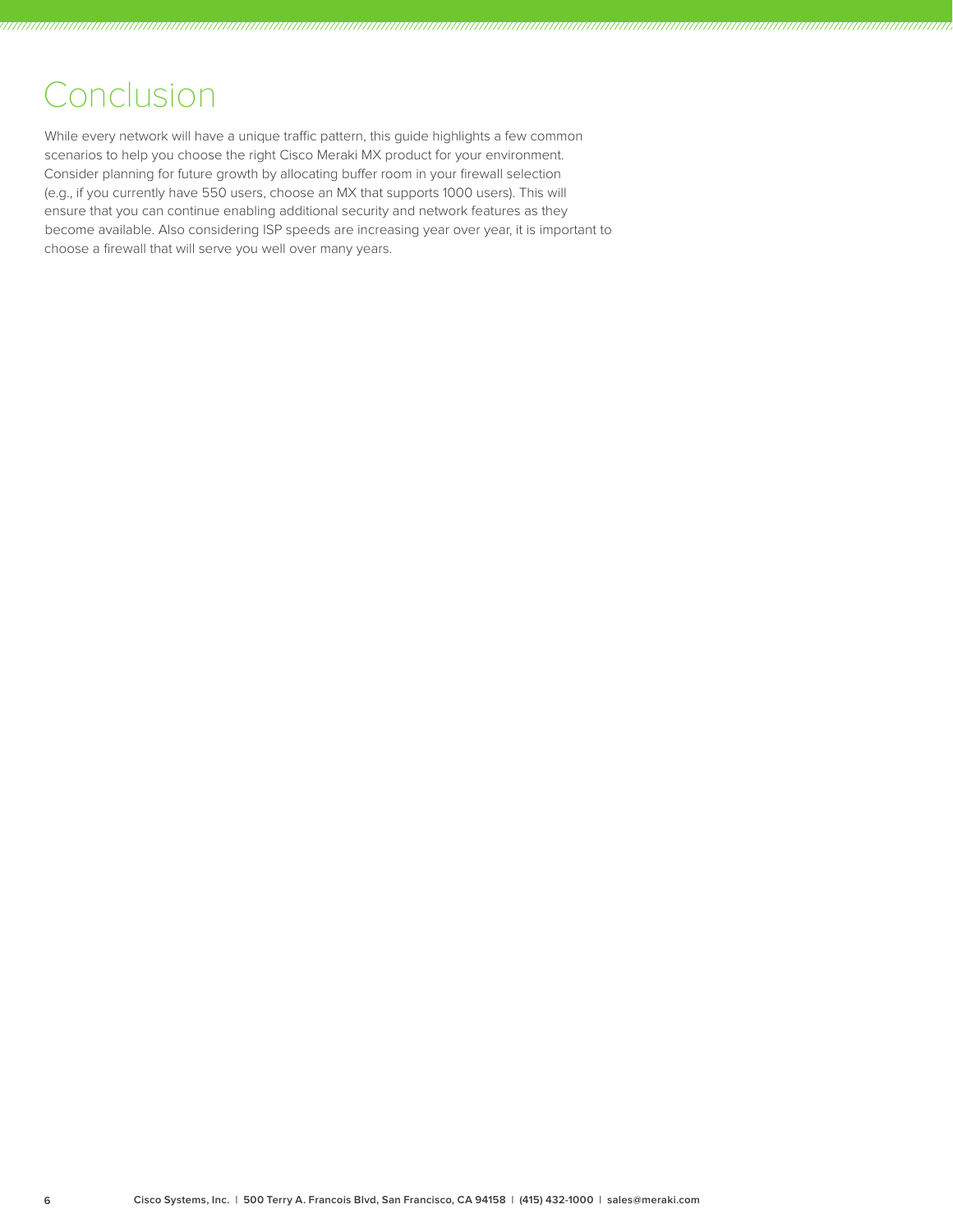# Conclusion

While every network will have a unique traffic pattern, this guide highlights a few common scenarios to help you choose the right Cisco Meraki MX product for your environment. Consider planning for future growth by allocating buffer room in your firewall selection (e.g., if you currently have 550 users, choose an MX that supports 1000 users). This will ensure that you can continue enabling additional security and network features as they become available. Also considering ISP speeds are increasing year over year, it is important to choose a firewall that will serve you well over many years.